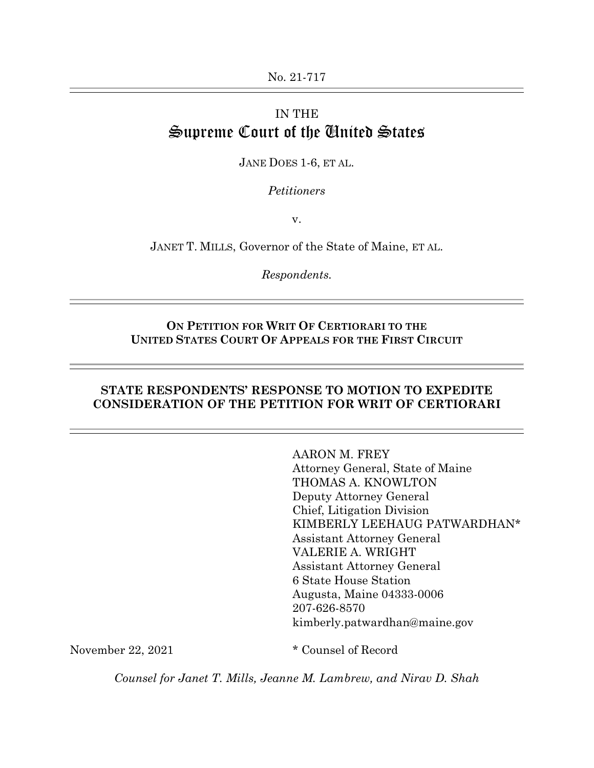No. 21-717

# IN THE Supreme Court of the United States

JANE DOES 1-6, ET AL.

*Petitioners*

v.

JANET T. MILLS, Governor of the State of Maine, ET AL.

*Respondents.*

---

**ON PETITION FOR WRIT OF CERTIORARI TO THE UNITED STATES COURT OF APPEALS FOR THE FIRST CIRCUIT**

---

## STATE RESPONDENTS' RESPONSE TO MOTION TO EXPEDITE CONSIDERATION OF THE PETITION FOR WRIT OF CERTIORARI

---

AARON M. FREY
Attorney General, State of Maine
THOMAS A. KNOWLTON
Deputy Attorney General
Chief, Litigation Division
KIMBERLY LEEHAUG PATWARDHAN*
Assistant Attorney General
VALERIE A. WRIGHT
Assistant Attorney General
6 State House Station
Augusta, Maine 04333-0006
207-626-8570
kimberly.patwardhan@maine.gov

November 22, 2021

\* Counsel of Record

*Counsel for Janet T. Mills, Jeanne M. Lambrew, and Nirav D. Shah*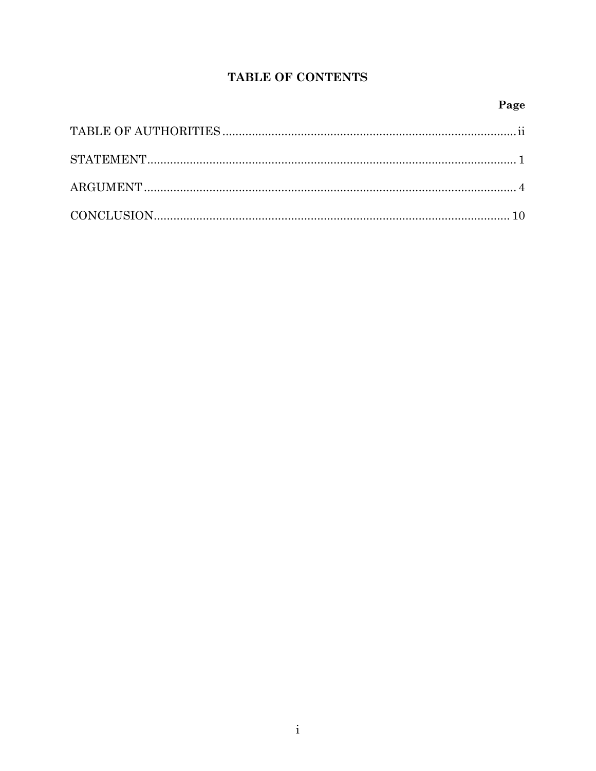# TABLE OF CONTENTS

| | Page |
|---|---|
| TABLE OF AUTHORITIES | ii |
| STATEMENT | 1 |
| ARGUMENT | 4 |
| CONCLUSION | 10 |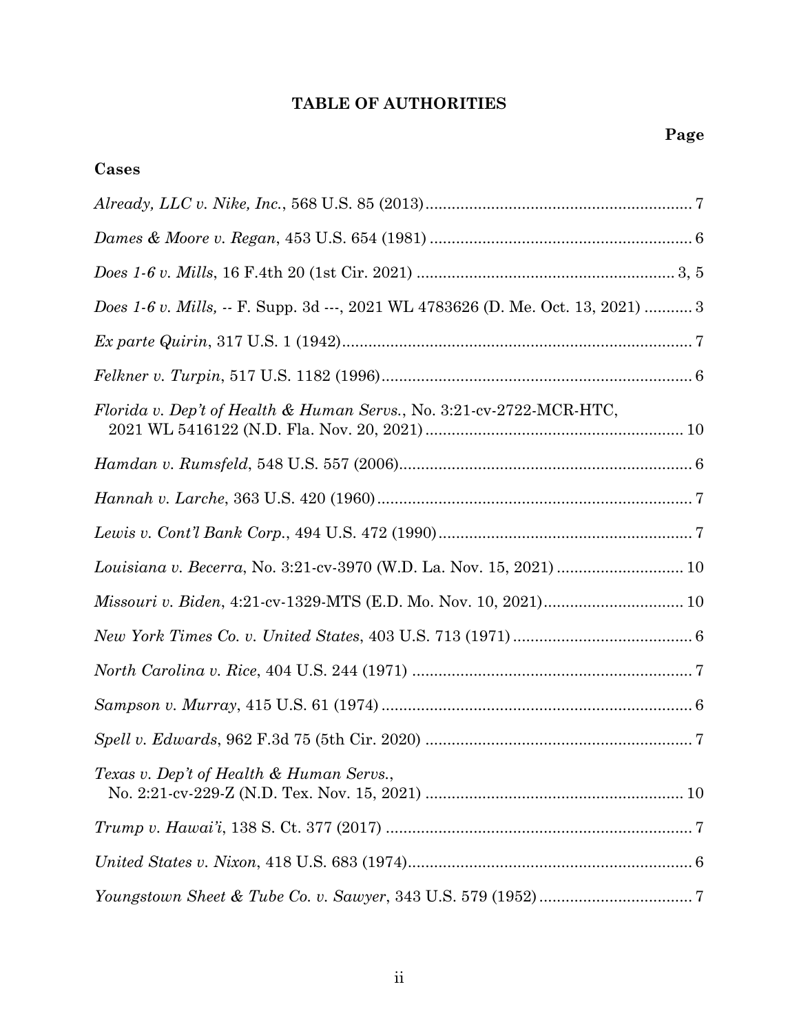## TABLE OF AUTHORITIES

**Page**

### Cases

*Already, LLC v. Nike, Inc.*, 568 U.S. 85 (2013) ............ 7

*Dames & Moore v. Regan*, 453 U.S. 654 (1981) ............ 6

*Does 1-6 v. Mills*, 16 F.4th 20 (1st Cir. 2021) ............ 3, 5

*Does 1-6 v. Mills,* -- F. Supp. 3d ---, 2021 WL 4783626 (D. Me. Oct. 13, 2021) ............ 3

*Ex parte Quirin*, 317 U.S. 1 (1942) ............ 7

*Felkner v. Turpin*, 517 U.S. 1182 (1996) ............ 6

*Florida v. Dep't of Health & Human Servs.*, No. 3:21-cv-2722-MCR-HTC, 2021 WL 5416122 (N.D. Fla. Nov. 20, 2021) ............ 10

*Hamdan v. Rumsfeld*, 548 U.S. 557 (2006) ............ 6

*Hannah v. Larche*, 363 U.S. 420 (1960) ............ 7

*Lewis v. Cont'l Bank Corp.*, 494 U.S. 472 (1990) ............ 7

*Louisiana v. Becerra*, No. 3:21-cv-3970 (W.D. La. Nov. 15, 2021) ............ 10

*Missouri v. Biden*, 4:21-cv-1329-MTS (E.D. Mo. Nov. 10, 2021) ............ 10

*New York Times Co. v. United States*, 403 U.S. 713 (1971) ............ 6

*North Carolina v. Rice*, 404 U.S. 244 (1971) ............ 7

*Sampson v. Murray*, 415 U.S. 61 (1974) ............ 6

*Spell v. Edwards*, 962 F.3d 75 (5th Cir. 2020) ............ 7

*Texas v. Dep't of Health & Human Servs.*, No. 2:21-cv-229-Z (N.D. Tex. Nov. 15, 2021) ............ 10

*Trump v. Hawai'i*, 138 S. Ct. 377 (2017) ............ 7

*United States v. Nixon*, 418 U.S. 683 (1974) ............ 6

*Youngstown Sheet & Tube Co. v. Sawyer*, 343 U.S. 579 (1952) ............ 7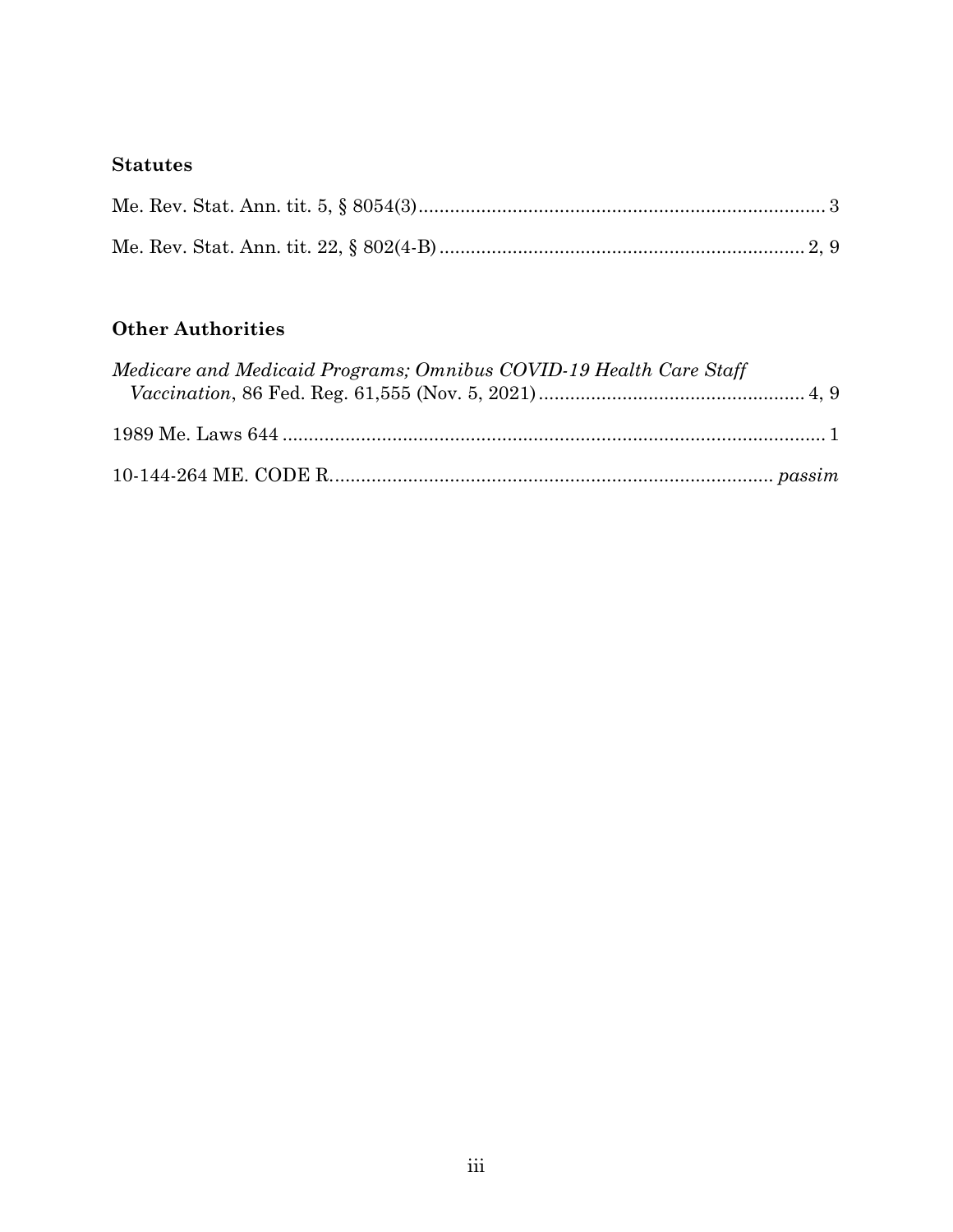### Statutes

Me. Rev. Stat. Ann. tit. 5, § 8054(3) .............................................................................. 3

Me. Rev. Stat. Ann. tit. 22, § 802(4-B) ..................................................................... 2, 9

### Other Authorities

*Medicare and Medicaid Programs; Omnibus COVID-19 Health Care Staff Vaccination*, 86 Fed. Reg. 61,555 (Nov. 5, 2021) .................................................. 4, 9

1989 Me. Laws 644 ......................................................................................................... 1

10-144-264 ME. CODE R. .................................................................................... *passim*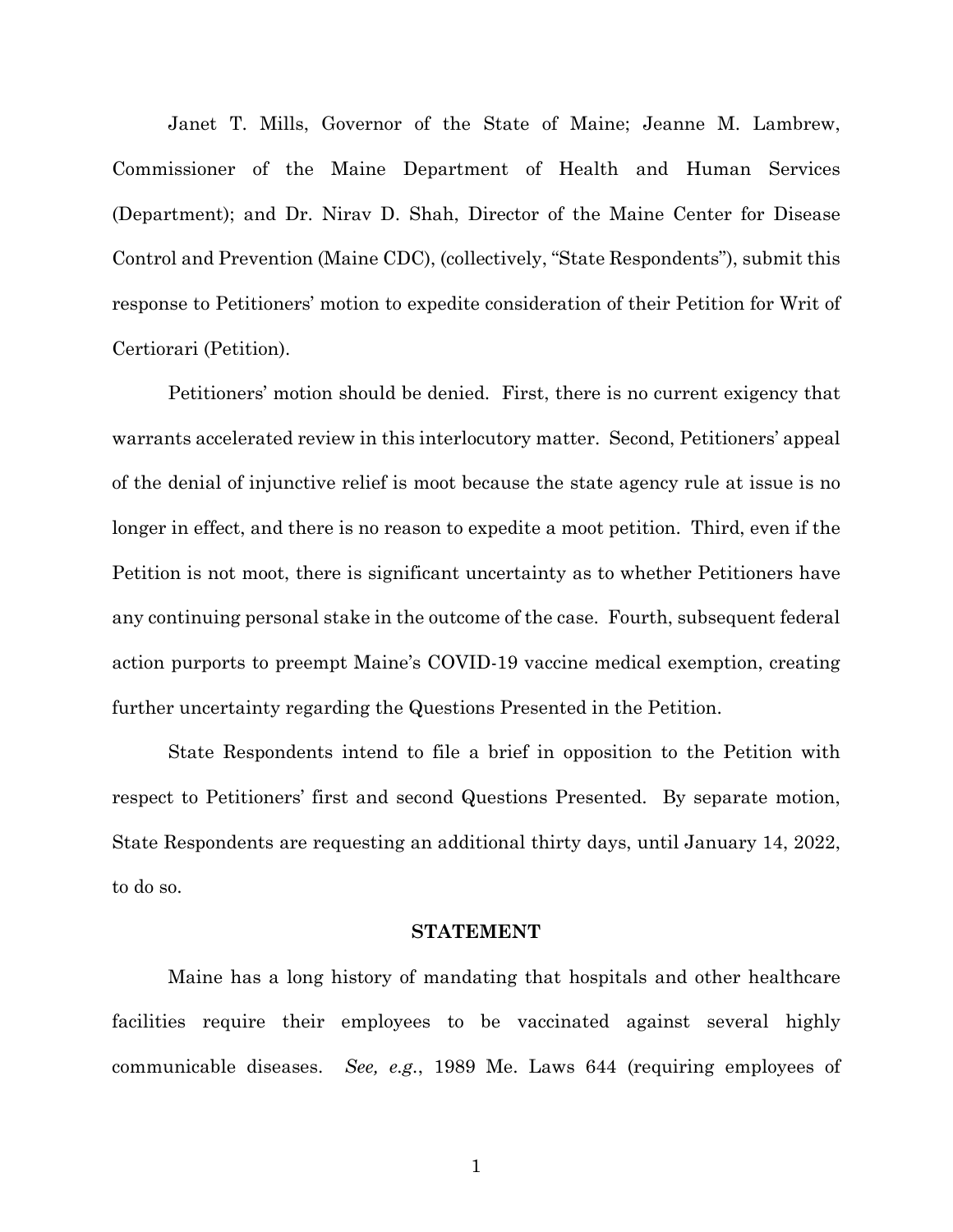Janet T. Mills, Governor of the State of Maine; Jeanne M. Lambrew, Commissioner of the Maine Department of Health and Human Services (Department); and Dr. Nirav D. Shah, Director of the Maine Center for Disease Control and Prevention (Maine CDC), (collectively, "State Respondents"), submit this response to Petitioners' motion to expedite consideration of their Petition for Writ of Certiorari (Petition).

Petitioners' motion should be denied. First, there is no current exigency that warrants accelerated review in this interlocutory matter. Second, Petitioners' appeal of the denial of injunctive relief is moot because the state agency rule at issue is no longer in effect, and there is no reason to expedite a moot petition. Third, even if the Petition is not moot, there is significant uncertainty as to whether Petitioners have any continuing personal stake in the outcome of the case. Fourth, subsequent federal action purports to preempt Maine's COVID-19 vaccine medical exemption, creating further uncertainty regarding the Questions Presented in the Petition.

State Respondents intend to file a brief in opposition to the Petition with respect to Petitioners' first and second Questions Presented. By separate motion, State Respondents are requesting an additional thirty days, until January 14, 2022, to do so.

## STATEMENT

Maine has a long history of mandating that hospitals and other healthcare facilities require their employees to be vaccinated against several highly communicable diseases. *See, e.g.*, 1989 Me. Laws 644 (requiring employees of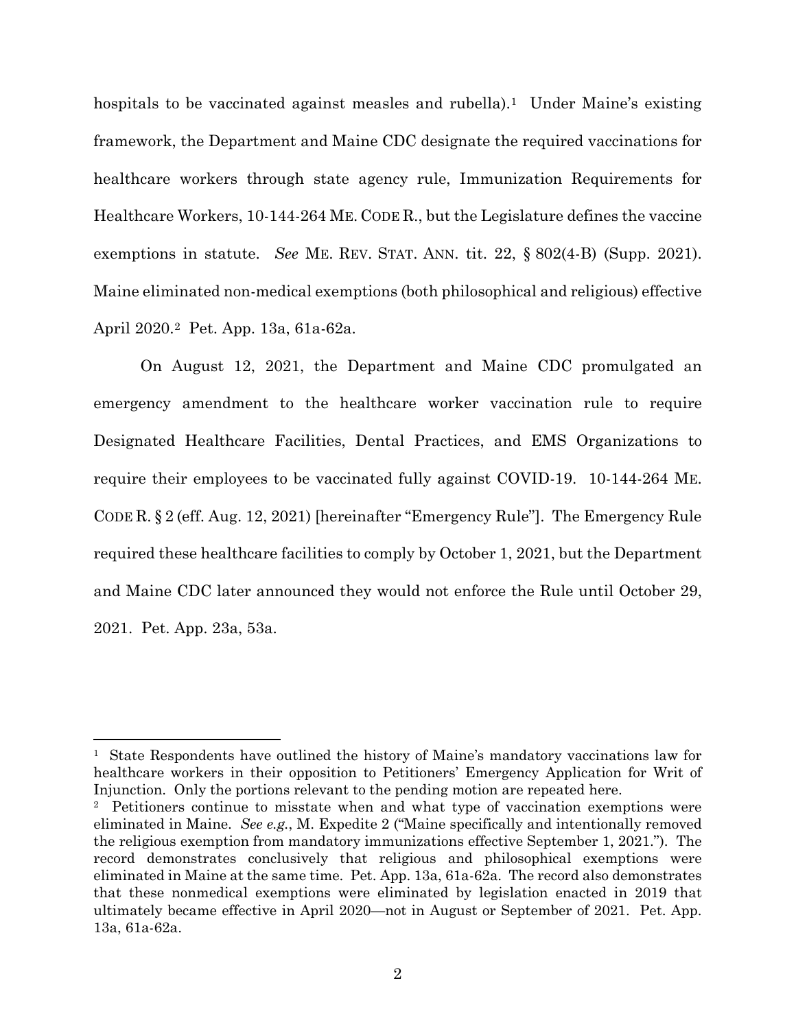hospitals to be vaccinated against measles and rubella).[1] Under Maine's existing framework, the Department and Maine CDC designate the required vaccinations for healthcare workers through state agency rule, Immunization Requirements for Healthcare Workers, 10-144-264 ME. CODE R., but the Legislature defines the vaccine exemptions in statute. *See* ME. REV. STAT. ANN. tit. 22, § 802(4-B) (Supp. 2021). Maine eliminated non-medical exemptions (both philosophical and religious) effective April 2020.[2] Pet. App. 13a, 61a-62a.

On August 12, 2021, the Department and Maine CDC promulgated an emergency amendment to the healthcare worker vaccination rule to require Designated Healthcare Facilities, Dental Practices, and EMS Organizations to require their employees to be vaccinated fully against COVID-19. 10-144-264 ME. CODE R. § 2 (eff. Aug. 12, 2021) [hereinafter "Emergency Rule"]. The Emergency Rule required these healthcare facilities to comply by October 1, 2021, but the Department and Maine CDC later announced they would not enforce the Rule until October 29, 2021. Pet. App. 23a, 53a.

---

[1] State Respondents have outlined the history of Maine's mandatory vaccinations law for healthcare workers in their opposition to Petitioners' Emergency Application for Writ of Injunction. Only the portions relevant to the pending motion are repeated here.

[2] Petitioners continue to misstate when and what type of vaccination exemptions were eliminated in Maine. *See e.g.*, M. Expedite 2 ("Maine specifically and intentionally removed the religious exemption from mandatory immunizations effective September 1, 2021."). The record demonstrates conclusively that religious and philosophical exemptions were eliminated in Maine at the same time. Pet. App. 13a, 61a-62a. The record also demonstrates that these nonmedical exemptions were eliminated by legislation enacted in 2019 that ultimately became effective in April 2020—not in August or September of 2021. Pet. App. 13a, 61a-62a.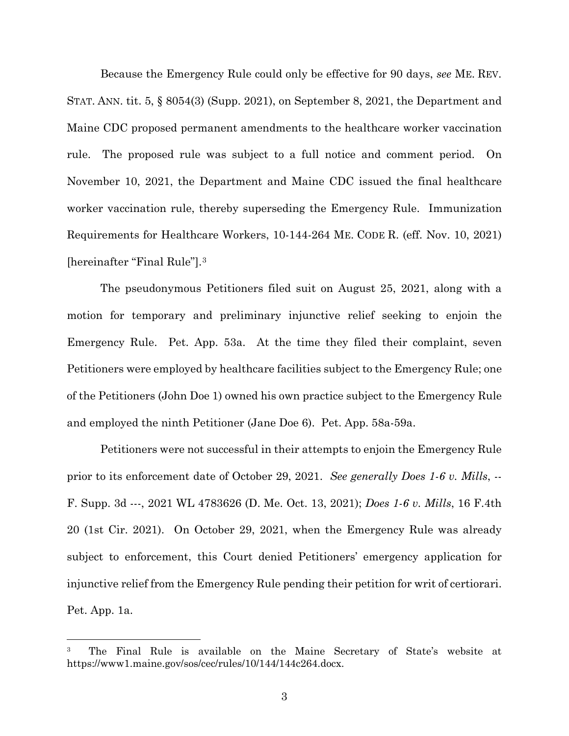Because the Emergency Rule could only be effective for 90 days, *see* ME. REV. STAT. ANN. tit. 5, § 8054(3) (Supp. 2021), on September 8, 2021, the Department and Maine CDC proposed permanent amendments to the healthcare worker vaccination rule. The proposed rule was subject to a full notice and comment period. On November 10, 2021, the Department and Maine CDC issued the final healthcare worker vaccination rule, thereby superseding the Emergency Rule. Immunization Requirements for Healthcare Workers, 10-144-264 ME. CODE R. (eff. Nov. 10, 2021) [hereinafter "Final Rule"].[3]

The pseudonymous Petitioners filed suit on August 25, 2021, along with a motion for temporary and preliminary injunctive relief seeking to enjoin the Emergency Rule. Pet. App. 53a. At the time they filed their complaint, seven Petitioners were employed by healthcare facilities subject to the Emergency Rule; one of the Petitioners (John Doe 1) owned his own practice subject to the Emergency Rule and employed the ninth Petitioner (Jane Doe 6). Pet. App. 58a-59a.

Petitioners were not successful in their attempts to enjoin the Emergency Rule prior to its enforcement date of October 29, 2021. *See generally Does 1-6 v. Mills*, --- F. Supp. 3d ---, 2021 WL 4783626 (D. Me. Oct. 13, 2021); *Does 1-6 v. Mills*, 16 F.4th 20 (1st Cir. 2021). On October 29, 2021, when the Emergency Rule was already subject to enforcement, this Court denied Petitioners' emergency application for injunctive relief from the Emergency Rule pending their petition for writ of certiorari. Pet. App. 1a.

---

[3] The Final Rule is available on the Maine Secretary of State's website at https://www1.maine.gov/sos/cec/rules/10/144/144c264.docx.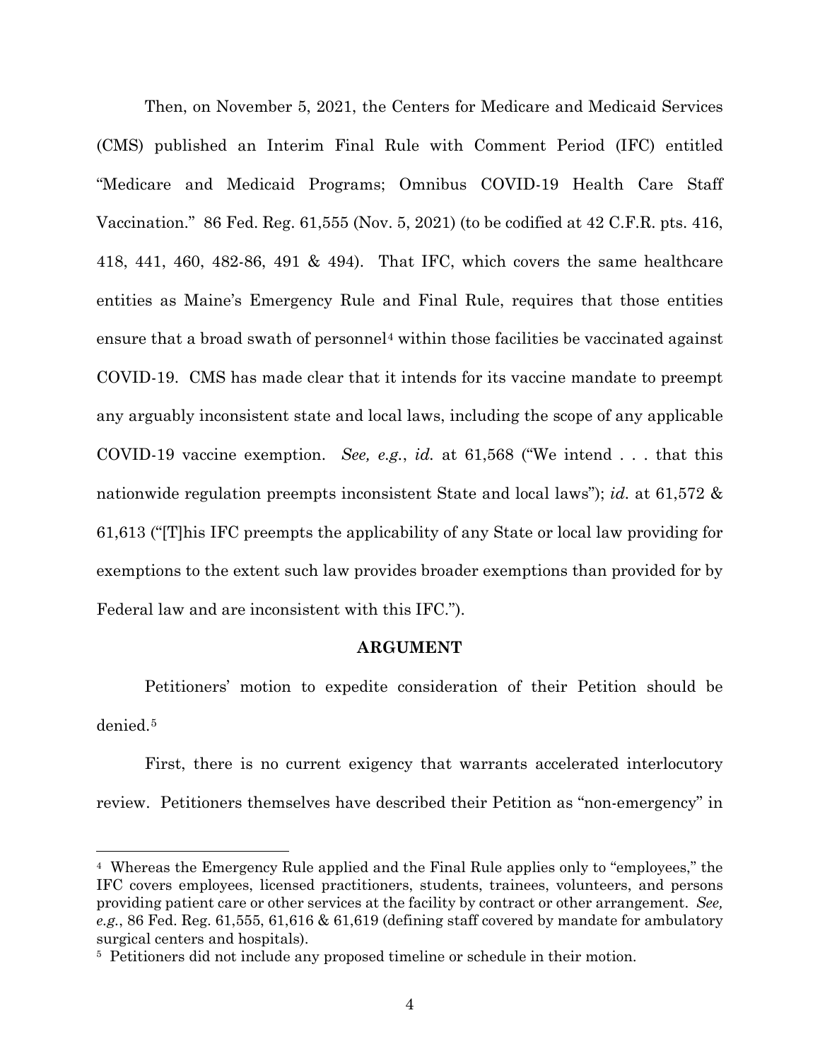Then, on November 5, 2021, the Centers for Medicare and Medicaid Services (CMS) published an Interim Final Rule with Comment Period (IFC) entitled "Medicare and Medicaid Programs; Omnibus COVID-19 Health Care Staff Vaccination." 86 Fed. Reg. 61,555 (Nov. 5, 2021) (to be codified at 42 C.F.R. pts. 416, 418, 441, 460, 482-86, 491 & 494). That IFC, which covers the same healthcare entities as Maine's Emergency Rule and Final Rule, requires that those entities ensure that a broad swath of personnel[4] within those facilities be vaccinated against COVID-19. CMS has made clear that it intends for its vaccine mandate to preempt any arguably inconsistent state and local laws, including the scope of any applicable COVID-19 vaccine exemption. *See, e.g.*, *id.* at 61,568 ("We intend . . . that this nationwide regulation preempts inconsistent State and local laws"); *id.* at 61,572 & 61,613 ("[T]his IFC preempts the applicability of any State or local law providing for exemptions to the extent such law provides broader exemptions than provided for by Federal law and are inconsistent with this IFC.").

## ARGUMENT

Petitioners' motion to expedite consideration of their Petition should be denied.[5]

First, there is no current exigency that warrants accelerated interlocutory review. Petitioners themselves have described their Petition as "non-emergency" in

---

[4] Whereas the Emergency Rule applied and the Final Rule applies only to "employees," the IFC covers employees, licensed practitioners, students, trainees, volunteers, and persons providing patient care or other services at the facility by contract or other arrangement. *See, e.g.*, 86 Fed. Reg. 61,555, 61,616 & 61,619 (defining staff covered by mandate for ambulatory surgical centers and hospitals).

[5] Petitioners did not include any proposed timeline or schedule in their motion.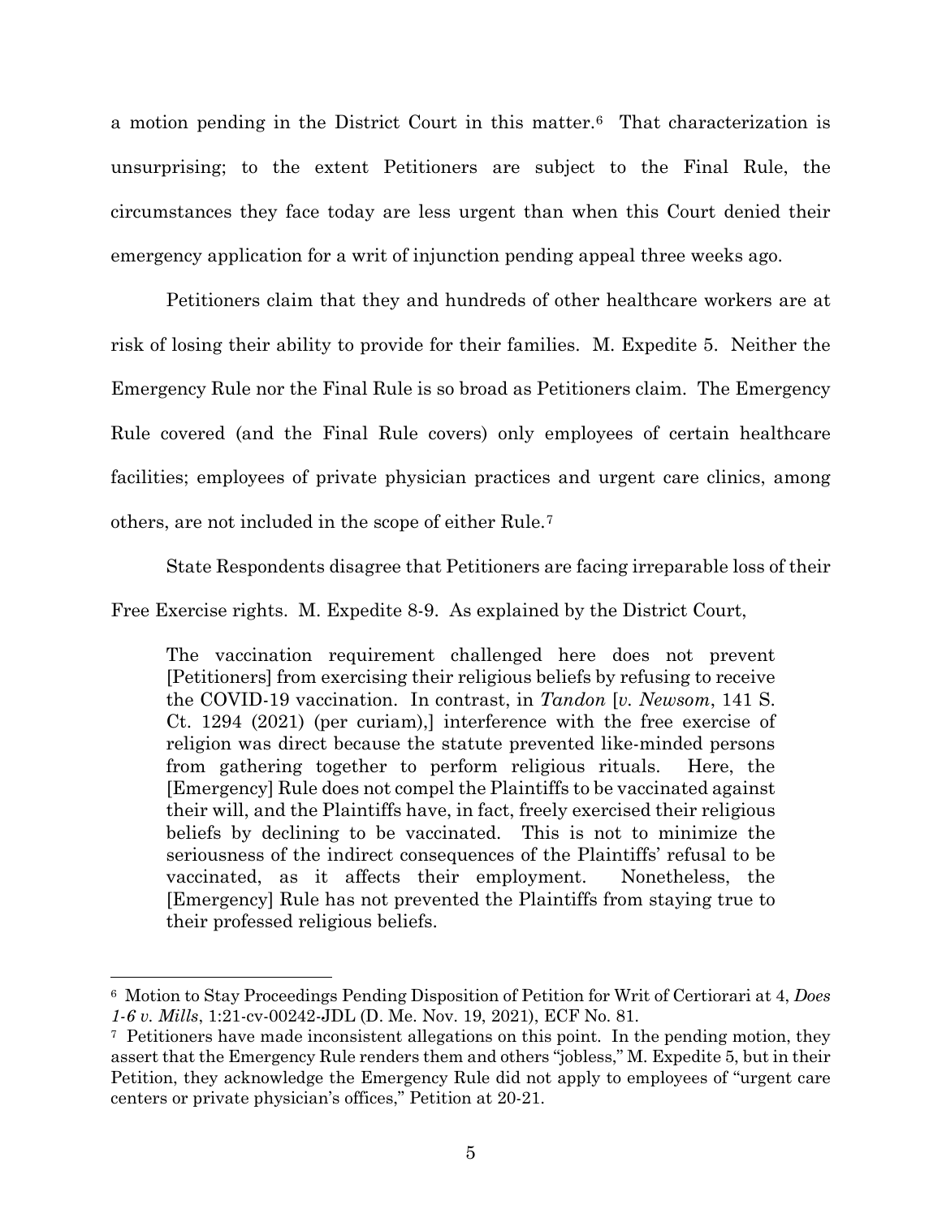a motion pending in the District Court in this matter.[6] That characterization is unsurprising; to the extent Petitioners are subject to the Final Rule, the circumstances they face today are less urgent than when this Court denied their emergency application for a writ of injunction pending appeal three weeks ago.

Petitioners claim that they and hundreds of other healthcare workers are at risk of losing their ability to provide for their families. M. Expedite 5. Neither the Emergency Rule nor the Final Rule is so broad as Petitioners claim. The Emergency Rule covered (and the Final Rule covers) only employees of certain healthcare facilities; employees of private physician practices and urgent care clinics, among others, are not included in the scope of either Rule.[7]

State Respondents disagree that Petitioners are facing irreparable loss of their Free Exercise rights. M. Expedite 8-9. As explained by the District Court,

> The vaccination requirement challenged here does not prevent [Petitioners] from exercising their religious beliefs by refusing to receive the COVID-19 vaccination. In contrast, in *Tandon* [*v. Newsom*, 141 S. Ct. 1294 (2021) (per curiam),] interference with the free exercise of religion was direct because the statute prevented like-minded persons from gathering together to perform religious rituals. Here, the [Emergency] Rule does not compel the Plaintiffs to be vaccinated against their will, and the Plaintiffs have, in fact, freely exercised their religious beliefs by declining to be vaccinated. This is not to minimize the seriousness of the indirect consequences of the Plaintiffs' refusal to be vaccinated, as it affects their employment. Nonetheless, the [Emergency] Rule has not prevented the Plaintiffs from staying true to their professed religious beliefs.

---

[6] Motion to Stay Proceedings Pending Disposition of Petition for Writ of Certiorari at 4, *Does 1-6 v. Mills*, 1:21-cv-00242-JDL (D. Me. Nov. 19, 2021), ECF No. 81.

[7] Petitioners have made inconsistent allegations on this point. In the pending motion, they assert that the Emergency Rule renders them and others "jobless," M. Expedite 5, but in their Petition, they acknowledge the Emergency Rule did not apply to employees of "urgent care centers or private physician's offices," Petition at 20-21.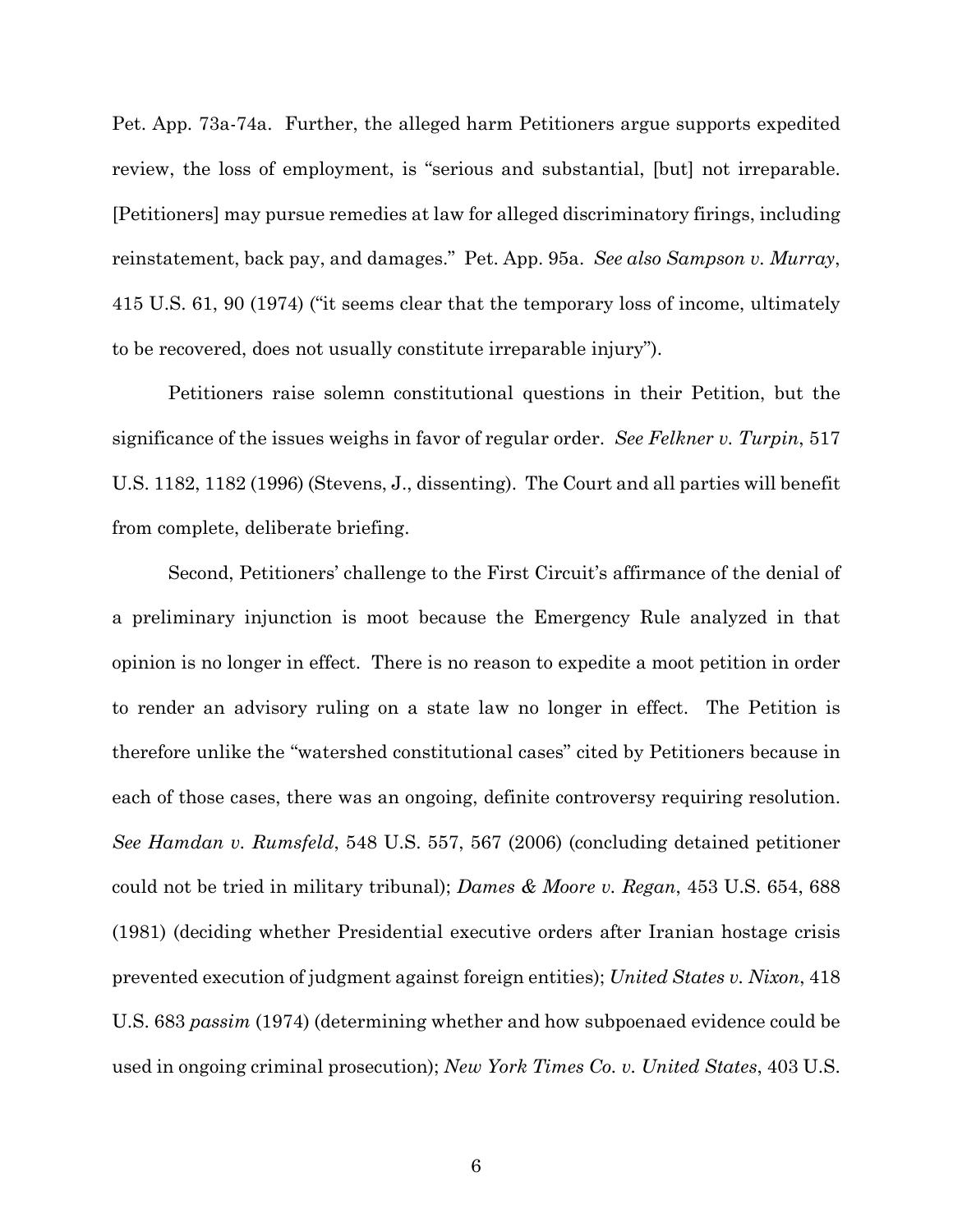Pet. App. 73a-74a. Further, the alleged harm Petitioners argue supports expedited review, the loss of employment, is "serious and substantial, [but] not irreparable. [Petitioners] may pursue remedies at law for alleged discriminatory firings, including reinstatement, back pay, and damages." Pet. App. 95a. *See also Sampson v. Murray*, 415 U.S. 61, 90 (1974) ("it seems clear that the temporary loss of income, ultimately to be recovered, does not usually constitute irreparable injury").

Petitioners raise solemn constitutional questions in their Petition, but the significance of the issues weighs in favor of regular order. *See Felkner v. Turpin*, 517 U.S. 1182, 1182 (1996) (Stevens, J., dissenting). The Court and all parties will benefit from complete, deliberate briefing.

Second, Petitioners' challenge to the First Circuit's affirmance of the denial of a preliminary injunction is moot because the Emergency Rule analyzed in that opinion is no longer in effect. There is no reason to expedite a moot petition in order to render an advisory ruling on a state law no longer in effect. The Petition is therefore unlike the "watershed constitutional cases" cited by Petitioners because in each of those cases, there was an ongoing, definite controversy requiring resolution. *See Hamdan v. Rumsfeld*, 548 U.S. 557, 567 (2006) (concluding detained petitioner could not be tried in military tribunal); *Dames & Moore v. Regan*, 453 U.S. 654, 688 (1981) (deciding whether Presidential executive orders after Iranian hostage crisis prevented execution of judgment against foreign entities); *United States v. Nixon*, 418 U.S. 683 *passim* (1974) (determining whether and how subpoenaed evidence could be used in ongoing criminal prosecution); *New York Times Co. v. United States*, 403 U.S.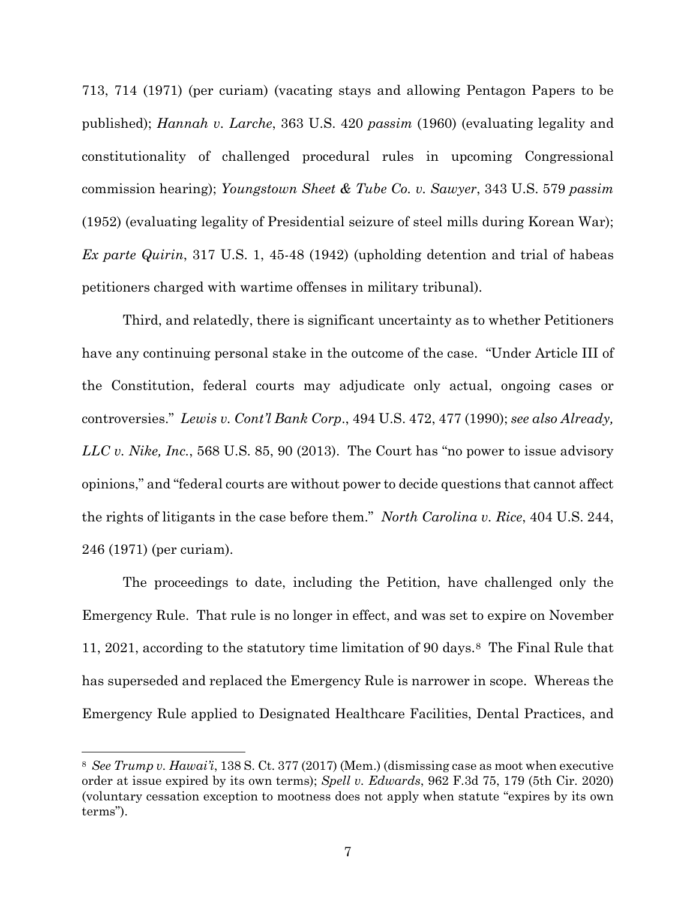713, 714 (1971) (per curiam) (vacating stays and allowing Pentagon Papers to be published); *Hannah v. Larche*, 363 U.S. 420 *passim* (1960) (evaluating legality and constitutionality of challenged procedural rules in upcoming Congressional commission hearing); *Youngstown Sheet & Tube Co. v. Sawyer*, 343 U.S. 579 *passim* (1952) (evaluating legality of Presidential seizure of steel mills during Korean War); *Ex parte Quirin*, 317 U.S. 1, 45-48 (1942) (upholding detention and trial of habeas petitioners charged with wartime offenses in military tribunal).

Third, and relatedly, there is significant uncertainty as to whether Petitioners have any continuing personal stake in the outcome of the case. "Under Article III of the Constitution, federal courts may adjudicate only actual, ongoing cases or controversies." *Lewis v. Cont'l Bank Corp*., 494 U.S. 472, 477 (1990); *see also Already, LLC v. Nike, Inc.*, 568 U.S. 85, 90 (2013). The Court has "no power to issue advisory opinions," and "federal courts are without power to decide questions that cannot affect the rights of litigants in the case before them." *North Carolina v. Rice*, 404 U.S. 244, 246 (1971) (per curiam).

The proceedings to date, including the Petition, have challenged only the Emergency Rule. That rule is no longer in effect, and was set to expire on November 11, 2021, according to the statutory time limitation of 90 days.[8] The Final Rule that has superseded and replaced the Emergency Rule is narrower in scope. Whereas the Emergency Rule applied to Designated Healthcare Facilities, Dental Practices, and

---

[8] *See Trump v. Hawai'i*, 138 S. Ct. 377 (2017) (Mem.) (dismissing case as moot when executive order at issue expired by its own terms); *Spell v. Edwards*, 962 F.3d 75, 179 (5th Cir. 2020) (voluntary cessation exception to mootness does not apply when statute "expires by its own terms").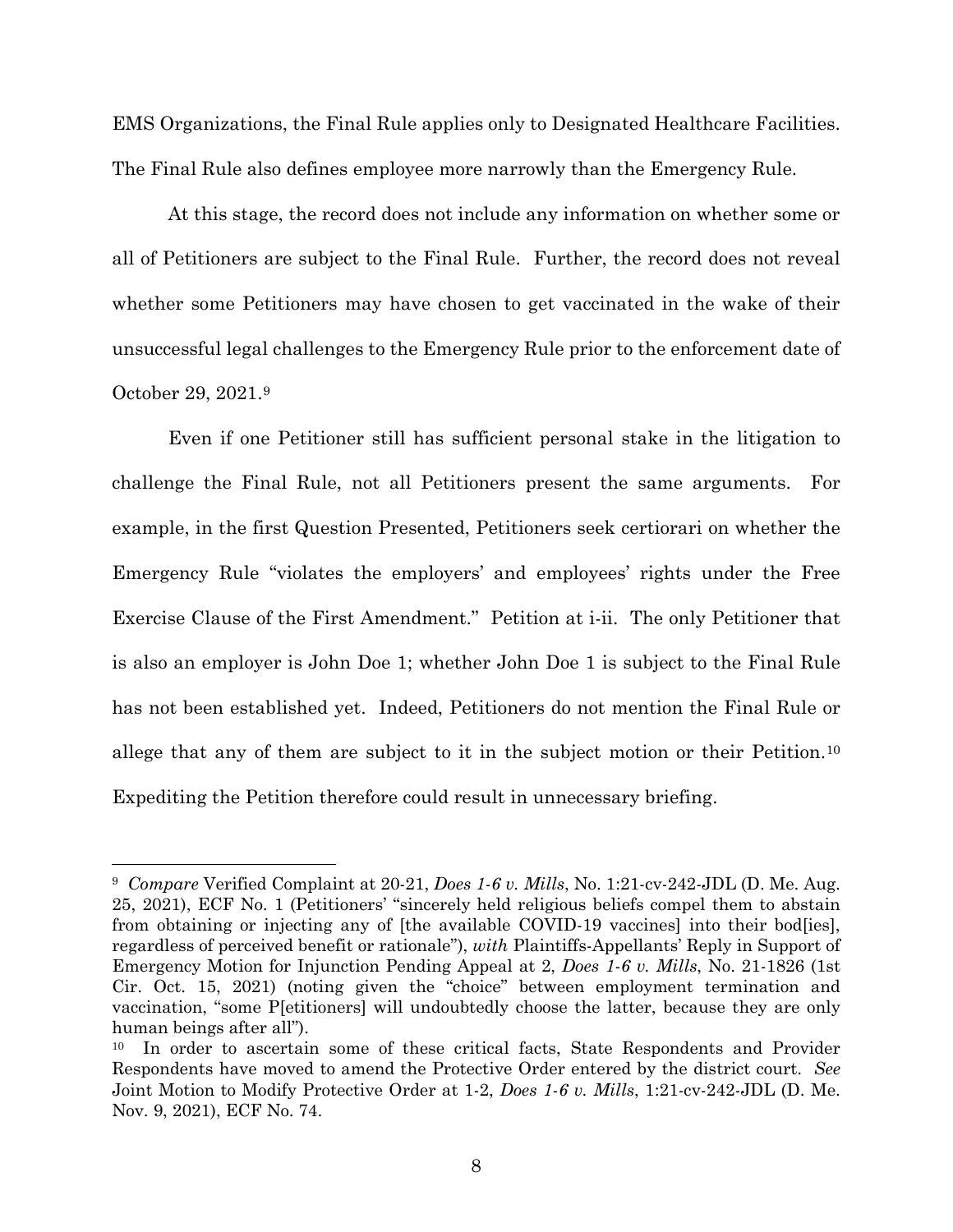EMS Organizations, the Final Rule applies only to Designated Healthcare Facilities. The Final Rule also defines employee more narrowly than the Emergency Rule.

At this stage, the record does not include any information on whether some or all of Petitioners are subject to the Final Rule. Further, the record does not reveal whether some Petitioners may have chosen to get vaccinated in the wake of their unsuccessful legal challenges to the Emergency Rule prior to the enforcement date of October 29, 2021.[9]

Even if one Petitioner still has sufficient personal stake in the litigation to challenge the Final Rule, not all Petitioners present the same arguments. For example, in the first Question Presented, Petitioners seek certiorari on whether the Emergency Rule "violates the employers' and employees' rights under the Free Exercise Clause of the First Amendment." Petition at i-ii. The only Petitioner that is also an employer is John Doe 1; whether John Doe 1 is subject to the Final Rule has not been established yet. Indeed, Petitioners do not mention the Final Rule or allege that any of them are subject to it in the subject motion or their Petition.[10] Expediting the Petition therefore could result in unnecessary briefing.

---

[9] *Compare* Verified Complaint at 20-21, *Does 1-6 v. Mills*, No. 1:21-cv-242-JDL (D. Me. Aug. 25, 2021), ECF No. 1 (Petitioners' "sincerely held religious beliefs compel them to abstain from obtaining or injecting any of [the available COVID-19 vaccines] into their bod[ies], regardless of perceived benefit or rationale"), *with* Plaintiffs-Appellants' Reply in Support of Emergency Motion for Injunction Pending Appeal at 2, *Does 1-6 v. Mills*, No. 21-1826 (1st Cir. Oct. 15, 2021) (noting given the "choice" between employment termination and vaccination, "some P[etitioners] will undoubtedly choose the latter, because they are only human beings after all").

[10] In order to ascertain some of these critical facts, State Respondents and Provider Respondents have moved to amend the Protective Order entered by the district court. *See* Joint Motion to Modify Protective Order at 1-2, *Does 1-6 v. Mills*, 1:21-cv-242-JDL (D. Me. Nov. 9, 2021), ECF No. 74.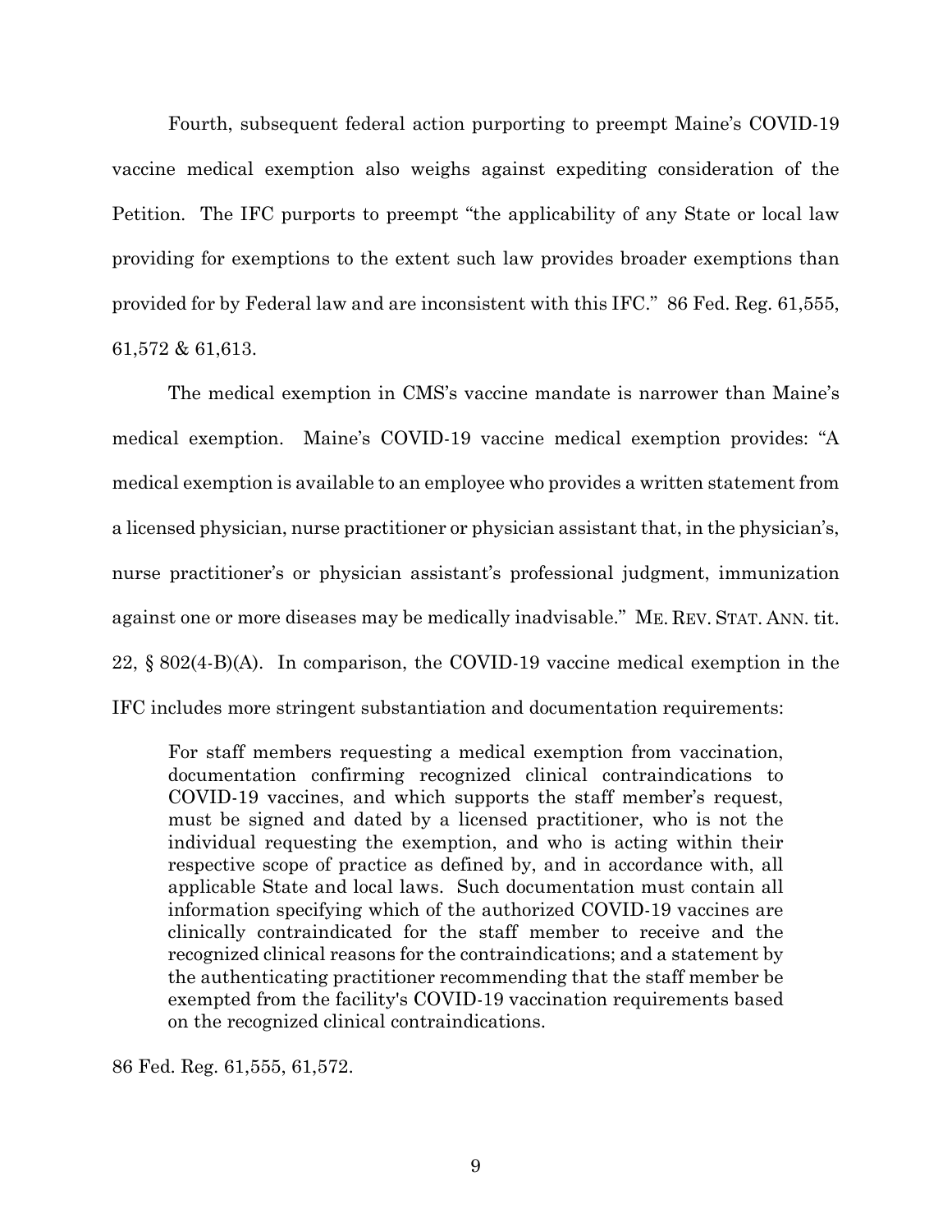Fourth, subsequent federal action purporting to preempt Maine's COVID-19 vaccine medical exemption also weighs against expediting consideration of the Petition. The IFC purports to preempt "the applicability of any State or local law providing for exemptions to the extent such law provides broader exemptions than provided for by Federal law and are inconsistent with this IFC." 86 Fed. Reg. 61,555, 61,572 & 61,613.

The medical exemption in CMS's vaccine mandate is narrower than Maine's medical exemption. Maine's COVID-19 vaccine medical exemption provides: "A medical exemption is available to an employee who provides a written statement from a licensed physician, nurse practitioner or physician assistant that, in the physician's, nurse practitioner's or physician assistant's professional judgment, immunization against one or more diseases may be medically inadvisable." ME. REV. STAT. ANN. tit. 22, § 802(4-B)(A). In comparison, the COVID-19 vaccine medical exemption in the IFC includes more stringent substantiation and documentation requirements:

> For staff members requesting a medical exemption from vaccination, documentation confirming recognized clinical contraindications to COVID-19 vaccines, and which supports the staff member's request, must be signed and dated by a licensed practitioner, who is not the individual requesting the exemption, and who is acting within their respective scope of practice as defined by, and in accordance with, all applicable State and local laws. Such documentation must contain all information specifying which of the authorized COVID-19 vaccines are clinically contraindicated for the staff member to receive and the recognized clinical reasons for the contraindications; and a statement by the authenticating practitioner recommending that the staff member be exempted from the facility's COVID-19 vaccination requirements based on the recognized clinical contraindications.

86 Fed. Reg. 61,555, 61,572.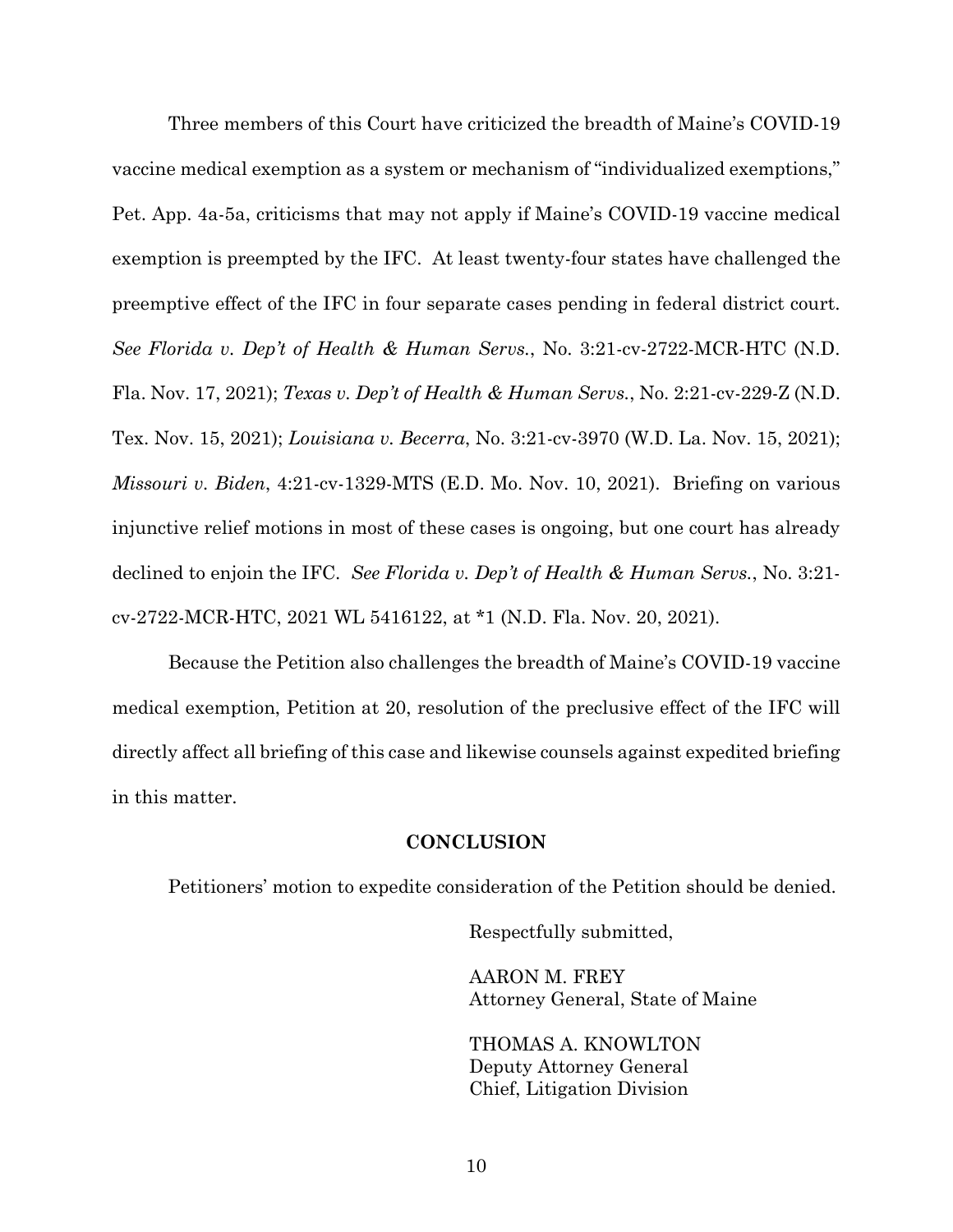Three members of this Court have criticized the breadth of Maine's COVID-19 vaccine medical exemption as a system or mechanism of "individualized exemptions," Pet. App. 4a-5a, criticisms that may not apply if Maine's COVID-19 vaccine medical exemption is preempted by the IFC. At least twenty-four states have challenged the preemptive effect of the IFC in four separate cases pending in federal district court. *See Florida v. Dep't of Health & Human Servs.*, No. 3:21-cv-2722-MCR-HTC (N.D. Fla. Nov. 17, 2021); *Texas v. Dep't of Health & Human Servs.*, No. 2:21-cv-229-Z (N.D. Tex. Nov. 15, 2021); *Louisiana v. Becerra*, No. 3:21-cv-3970 (W.D. La. Nov. 15, 2021); *Missouri v. Biden*, 4:21-cv-1329-MTS (E.D. Mo. Nov. 10, 2021). Briefing on various injunctive relief motions in most of these cases is ongoing, but one court has already declined to enjoin the IFC. *See Florida v. Dep't of Health & Human Servs.*, No. 3:21-cv-2722-MCR-HTC, 2021 WL 5416122, at *1 (N.D. Fla. Nov. 20, 2021).

Because the Petition also challenges the breadth of Maine's COVID-19 vaccine medical exemption, Petition at 20, resolution of the preclusive effect of the IFC will directly affect all briefing of this case and likewise counsels against expedited briefing in this matter.

## CONCLUSION

Petitioners' motion to expedite consideration of the Petition should be denied.

Respectfully submitted,

AARON M. FREY
Attorney General, State of Maine

THOMAS A. KNOWLTON
Deputy Attorney General
Chief, Litigation Division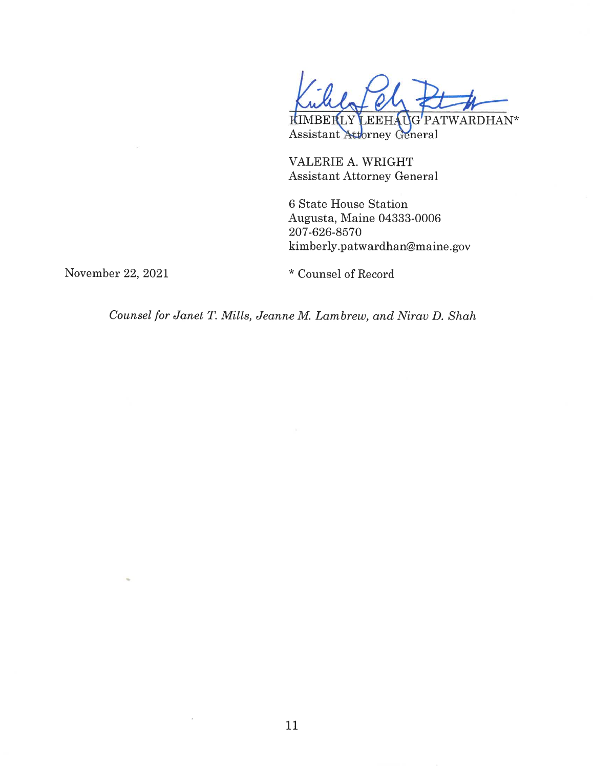KIMBERLY LEEHAUG PATWARDHAN*
Assistant Attorney General

VALERIE A. WRIGHT
Assistant Attorney General

6 State House Station
Augusta, Maine 04333-0006
207-626-8570
kimberly.patwardhan@maine.gov

November 22, 2021

* Counsel of Record

*Counsel for Janet T. Mills, Jeanne M. Lambrew, and Nirav D. Shah*